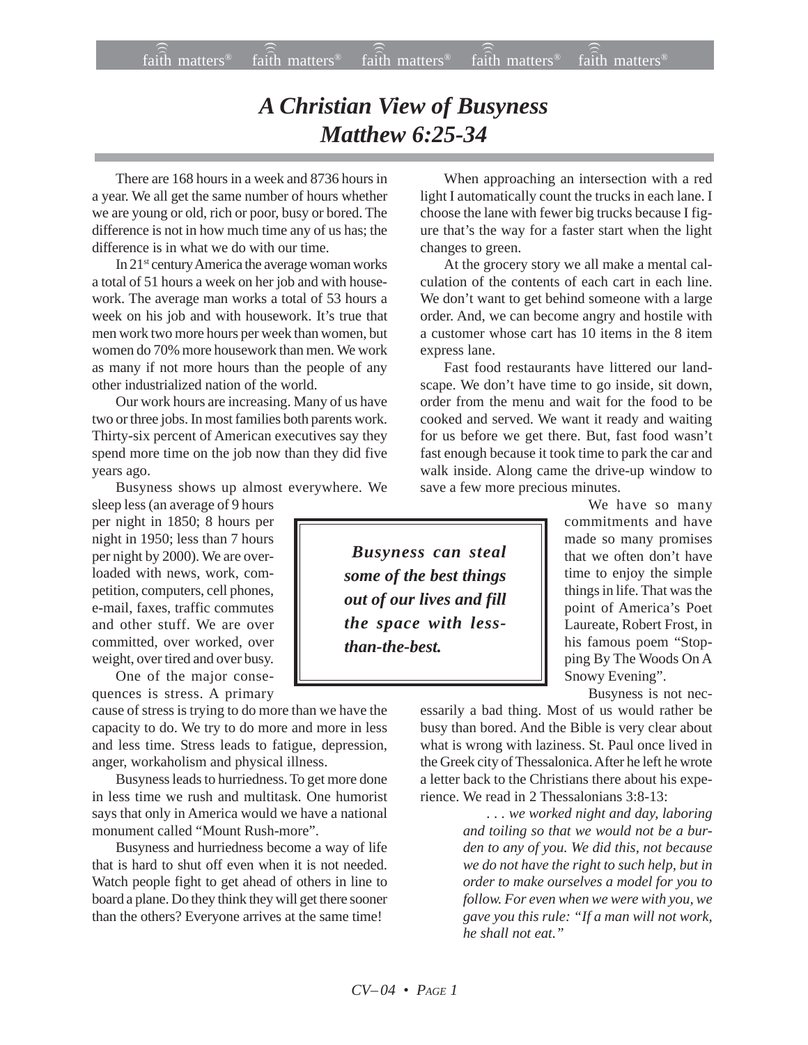# *A Christian View of Busyness*
# *Matthew 6:25-34*

There are 168 hours in a week and 8736 hours in a year. We all get the same number of hours whether we are young or old, rich or poor, busy or bored. The difference is not in how much time any of us has; the difference is in what we do with our time.

In 21st century America the average woman works a total of 51 hours a week on her job and with housework. The average man works a total of 53 hours a week on his job and with housework. It's true that men work two more hours per week than women, but women do 70% more housework than men. We work as many if not more hours than the people of any other industrialized nation of the world.

Our work hours are increasing. Many of us have two or three jobs. In most families both parents work. Thirty-six percent of American executives say they spend more time on the job now than they did five years ago.

Busyness shows up almost everywhere. We sleep less (an average of 9 hours per night in 1850; 8 hours per night in 1950; less than 7 hours per night by 2000). We are overloaded with news, work, competition, computers, cell phones, e-mail, faxes, traffic commutes and other stuff. We are over committed, over worked, over weight, over tired and over busy.

One of the major consequences is stress. A primary cause of stress is trying to do more than we have the capacity to do. We try to do more and more in less and less time. Stress leads to fatigue, depression, anger, workaholism and physical illness.

Busyness leads to hurriedness. To get more done in less time we rush and multitask. One humorist says that only in America would we have a national monument called "Mount Rush-more".

Busyness and hurriedness become a way of life that is hard to shut off even when it is not needed. Watch people fight to get ahead of others in line to board a plane. Do they think they will get there sooner than the others? Everyone arrives at the same time!

When approaching an intersection with a red light I automatically count the trucks in each lane. I choose the lane with fewer big trucks because I figure that's the way for a faster start when the light changes to green.

At the grocery story we all make a mental calculation of the contents of each cart in each line. We don't want to get behind someone with a large order. And, we can become angry and hostile with a customer whose cart has 10 items in the 8 item express lane.

Fast food restaurants have littered our landscape. We don't have time to go inside, sit down, order from the menu and wait for the food to be cooked and served. We want it ready and waiting for us before we get there. But, fast food wasn't fast enough because it took time to park the car and walk inside. Along came the drive-up window to save a few more precious minutes.

> ***Busyness can steal some of the best things out of our lives and fill the space with less-than-the-best.***

We have so many commitments and have made so many promises that we often don't have time to enjoy the simple things in life. That was the point of America's Poet Laureate, Robert Frost, in his famous poem "Stopping By The Woods On A Snowy Evening".

Busyness is not necessarily a bad thing. Most of us would rather be busy than bored. And the Bible is very clear about what is wrong with laziness. St. Paul once lived in the Greek city of Thessalonica. After he left he wrote a letter back to the Christians there about his experience. We read in 2 Thessalonians 3:8-13:

> *. . . we worked night and day, laboring and toiling so that we would not be a burden to any of you. We did this, not because we do not have the right to such help, but in order to make ourselves a model for you to follow. For even when we were with you, we gave you this rule: "If a man will not work, he shall not eat."*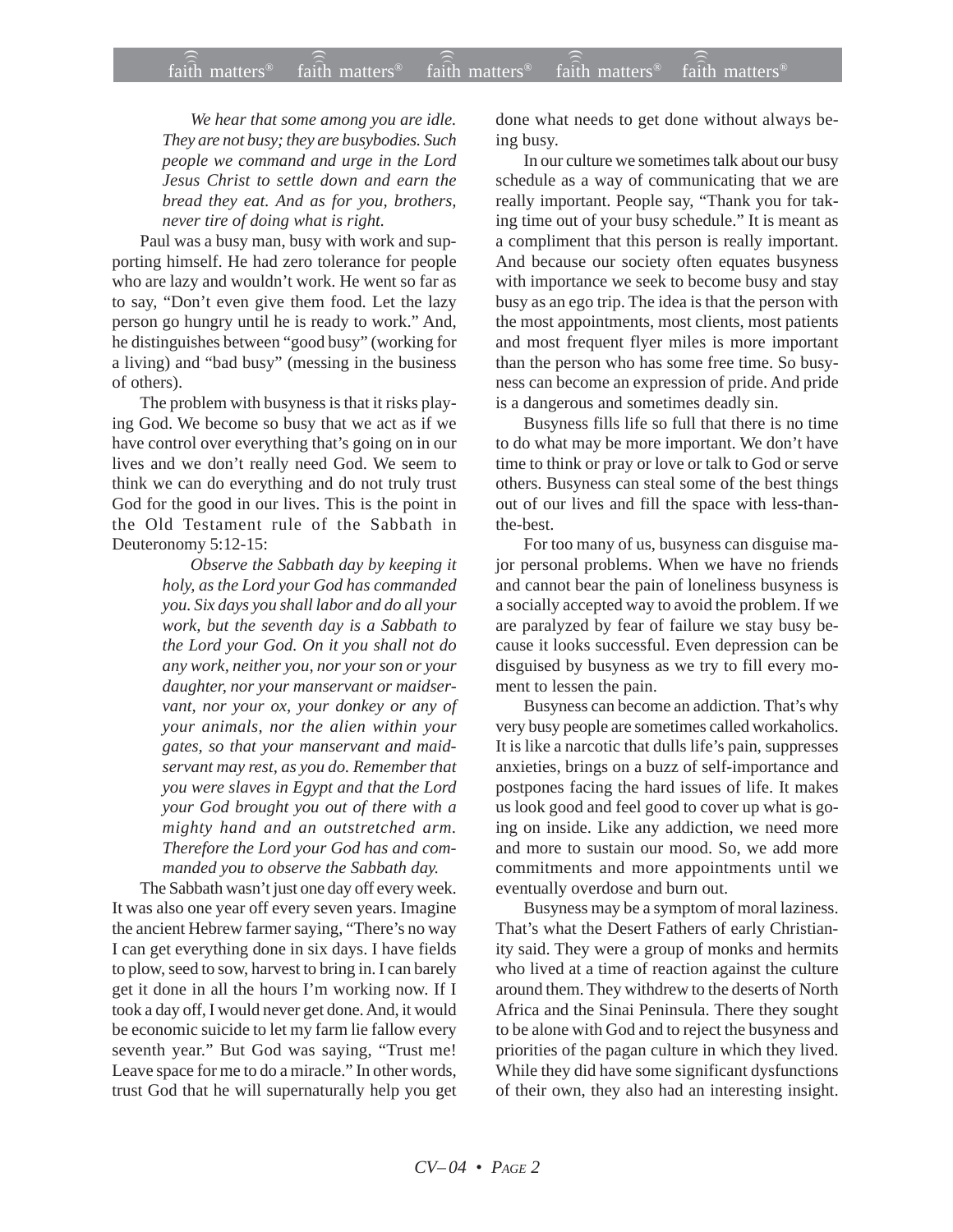*We hear that some among you are idle. They are not busy; they are busybodies. Such people we command and urge in the Lord Jesus Christ to settle down and earn the bread they eat. And as for you, brothers, never tire of doing what is right.*

Paul was a busy man, busy with work and supporting himself. He had zero tolerance for people who are lazy and wouldn't work. He went so far as to say, "Don't even give them food. Let the lazy person go hungry until he is ready to work." And, he distinguishes between "good busy" (working for a living) and "bad busy" (messing in the business of others).

The problem with busyness is that it risks playing God. We become so busy that we act as if we have control over everything that's going on in our lives and we don't really need God. We seem to think we can do everything and do not truly trust God for the good in our lives. This is the point in the Old Testament rule of the Sabbath in Deuteronomy 5:12-15:

*Observe the Sabbath day by keeping it holy, as the Lord your God has commanded you. Six days you shall labor and do all your work, but the seventh day is a Sabbath to the Lord your God. On it you shall not do any work, neither you, nor your son or your daughter, nor your manservant or maidservant, nor your ox, your donkey or any of your animals, nor the alien within your gates, so that your manservant and maidservant may rest, as you do. Remember that you were slaves in Egypt and that the Lord your God brought you out of there with a mighty hand and an outstretched arm. Therefore the Lord your God has and commanded you to observe the Sabbath day.*

The Sabbath wasn't just one day off every week. It was also one year off every seven years. Imagine the ancient Hebrew farmer saying, "There's no way I can get everything done in six days. I have fields to plow, seed to sow, harvest to bring in. I can barely get it done in all the hours I'm working now. If I took a day off, I would never get done. And, it would be economic suicide to let my farm lie fallow every seventh year." But God was saying, "Trust me! Leave space for me to do a miracle." In other words, trust God that he will supernaturally help you get done what needs to get done without always being busy.

In our culture we sometimes talk about our busy schedule as a way of communicating that we are really important. People say, "Thank you for taking time out of your busy schedule." It is meant as a compliment that this person is really important. And because our society often equates busyness with importance we seek to become busy and stay busy as an ego trip. The idea is that the person with the most appointments, most clients, most patients and most frequent flyer miles is more important than the person who has some free time. So busyness can become an expression of pride. And pride is a dangerous and sometimes deadly sin.

Busyness fills life so full that there is no time to do what may be more important. We don't have time to think or pray or love or talk to God or serve others. Busyness can steal some of the best things out of our lives and fill the space with less-than-the-best.

For too many of us, busyness can disguise major personal problems. When we have no friends and cannot bear the pain of loneliness busyness is a socially accepted way to avoid the problem. If we are paralyzed by fear of failure we stay busy because it looks successful. Even depression can be disguised by busyness as we try to fill every moment to lessen the pain.

Busyness can become an addiction. That's why very busy people are sometimes called workaholics. It is like a narcotic that dulls life's pain, suppresses anxieties, brings on a buzz of self-importance and postpones facing the hard issues of life. It makes us look good and feel good to cover up what is going on inside. Like any addiction, we need more and more to sustain our mood. So, we add more commitments and more appointments until we eventually overdose and burn out.

Busyness may be a symptom of moral laziness. That's what the Desert Fathers of early Christianity said. They were a group of monks and hermits who lived at a time of reaction against the culture around them. They withdrew to the deserts of North Africa and the Sinai Peninsula. There they sought to be alone with God and to reject the busyness and priorities of the pagan culture in which they lived. While they did have some significant dysfunctions of their own, they also had an interesting insight.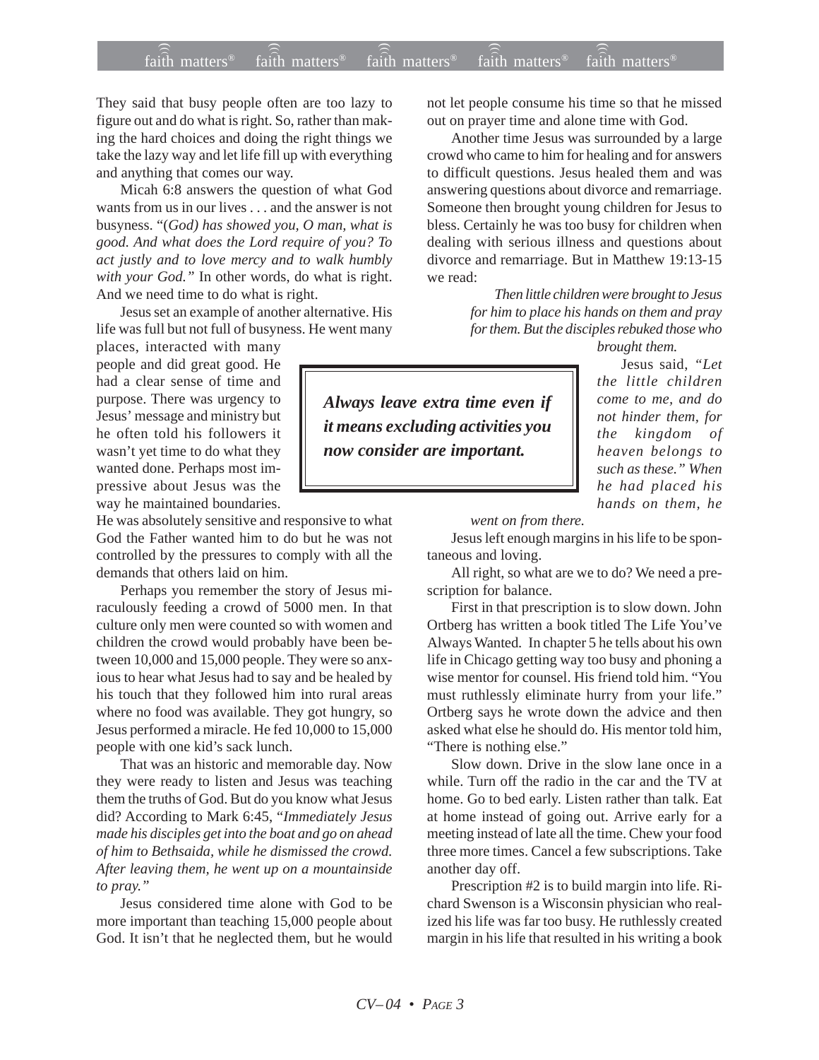They said that busy people often are too lazy to figure out and do what is right. So, rather than making the hard choices and doing the right things we take the lazy way and let life fill up with everything and anything that comes our way.

Micah 6:8 answers the question of what God wants from us in our lives . . . and the answer is not busyness. "(*God) has showed you, O man, what is good. And what does the Lord require of you? To act justly and to love mercy and to walk humbly with your God."* In other words, do what is right. And we need time to do what is right.

Jesus set an example of another alternative. His life was full but not full of busyness. He went many places, interacted with many people and did great good. He had a clear sense of time and purpose. There was urgency to Jesus' message and ministry but he often told his followers it wasn't yet time to do what they wanted done. Perhaps most impressive about Jesus was the way he maintained boundaries. He was absolutely sensitive and responsive to what God the Father wanted him to do but he was not controlled by the pressures to comply with all the demands that others laid on him.

Perhaps you remember the story of Jesus miraculously feeding a crowd of 5000 men. In that culture only men were counted so with women and children the crowd would probably have been between 10,000 and 15,000 people. They were so anxious to hear what Jesus had to say and be healed by his touch that they followed him into rural areas where no food was available. They got hungry, so Jesus performed a miracle. He fed 10,000 to 15,000 people with one kid's sack lunch.

That was an historic and memorable day. Now they were ready to listen and Jesus was teaching them the truths of God. But do you know what Jesus did? According to Mark 6:45, "*Immediately Jesus made his disciples get into the boat and go on ahead of him to Bethsaida, while he dismissed the crowd. After leaving them, he went up on a mountainside to pray."*

Jesus considered time alone with God to be more important than teaching 15,000 people about God. It isn't that he neglected them, but he would not let people consume his time so that he missed out on prayer time and alone time with God.

Another time Jesus was surrounded by a large crowd who came to him for healing and for answers to difficult questions. Jesus healed them and was answering questions about divorce and remarriage. Someone then brought young children for Jesus to bless. Certainly he was too busy for children when dealing with serious illness and questions about divorce and remarriage. But in Matthew 19:13-15 we read:

> *Then little children were brought to Jesus for him to place his hands on them and pray for them. But the disciples rebuked those who brought them.*
>
> Jesus said, *"Let the little children come to me, and do not hinder them, for the kingdom of heaven belongs to such as these." When he had placed his hands on them, he went on from there.*

**Always leave extra time even if it means excluding activities you now consider are important.**

Jesus left enough margins in his life to be spontaneous and loving.

All right, so what are we to do? We need a prescription for balance.

First in that prescription is to slow down. John Ortberg has written a book titled The Life You've Always Wanted. In chapter 5 he tells about his own life in Chicago getting way too busy and phoning a wise mentor for counsel. His friend told him. "You must ruthlessly eliminate hurry from your life." Ortberg says he wrote down the advice and then asked what else he should do. His mentor told him, "There is nothing else."

Slow down. Drive in the slow lane once in a while. Turn off the radio in the car and the TV at home. Go to bed early. Listen rather than talk. Eat at home instead of going out. Arrive early for a meeting instead of late all the time. Chew your food three more times. Cancel a few subscriptions. Take another day off.

Prescription #2 is to build margin into life. Richard Swenson is a Wisconsin physician who realized his life was far too busy. He ruthlessly created margin in his life that resulted in his writing a book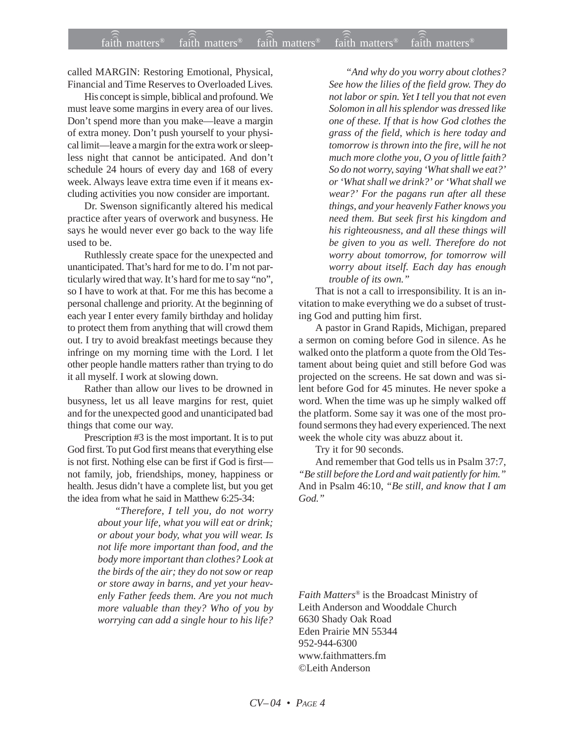called MARGIN: Restoring Emotional, Physical, Financial and Time Reserves to Overloaded Lives.

His concept is simple, biblical and profound. We must leave some margins in every area of our lives. Don't spend more than you make—leave a margin of extra money. Don't push yourself to your physical limit—leave a margin for the extra work or sleepless night that cannot be anticipated. And don't schedule 24 hours of every day and 168 of every week. Always leave extra time even if it means excluding activities you now consider are important.

Dr. Swenson significantly altered his medical practice after years of overwork and busyness. He says he would never ever go back to the way life used to be.

Ruthlessly create space for the unexpected and unanticipated. That's hard for me to do. I'm not particularly wired that way. It's hard for me to say "no", so I have to work at that. For me this has become a personal challenge and priority. At the beginning of each year I enter every family birthday and holiday to protect them from anything that will crowd them out. I try to avoid breakfast meetings because they infringe on my morning time with the Lord. I let other people handle matters rather than trying to do it all myself. I work at slowing down.

Rather than allow our lives to be drowned in busyness, let us all leave margins for rest, quiet and for the unexpected good and unanticipated bad things that come our way.

Prescription #3 is the most important. It is to put God first. To put God first means that everything else is not first. Nothing else can be first if God is first—not family, job, friendships, money, happiness or health. Jesus didn't have a complete list, but you get the idea from what he said in Matthew 6:25-34:

> *"Therefore, I tell you, do not worry about your life, what you will eat or drink; or about your body, what you will wear. Is not life more important than food, and the body more important than clothes? Look at the birds of the air; they do not sow or reap or store away in barns, and yet your heavenly Father feeds them. Are you not much more valuable than they? Who of you by worrying can add a single hour to his life?*
>
> *"And why do you worry about clothes? See how the lilies of the field grow. They do not labor or spin. Yet I tell you that not even Solomon in all his splendor was dressed like one of these. If that is how God clothes the grass of the field, which is here today and tomorrow is thrown into the fire, will he not much more clothe you, O you of little faith? So do not worry, saying 'What shall we eat?' or 'What shall we drink?' or 'What shall we wear?' For the pagans run after all these things, and your heavenly Father knows you need them. But seek first his kingdom and his righteousness, and all these things will be given to you as well. Therefore do not worry about tomorrow, for tomorrow will worry about itself. Each day has enough trouble of its own."*

That is not a call to irresponsibility. It is an invitation to make everything we do a subset of trusting God and putting him first.

A pastor in Grand Rapids, Michigan, prepared a sermon on coming before God in silence. As he walked onto the platform a quote from the Old Testament about being quiet and still before God was projected on the screens. He sat down and was silent before God for 45 minutes. He never spoke a word. When the time was up he simply walked off the platform. Some say it was one of the most profound sermons they had every experienced. The next week the whole city was abuzz about it.

Try it for 90 seconds.

And remember that God tells us in Psalm 37:7, *"Be still before the Lord and wait patiently for him."* And in Psalm 46:10, *"Be still, and know that I am God."*

*Faith Matters*® is the Broadcast Ministry of
Leith Anderson and Wooddale Church
6630 Shady Oak Road
Eden Prairie MN 55344
952-944-6300
www.faithmatters.fm
©Leith Anderson